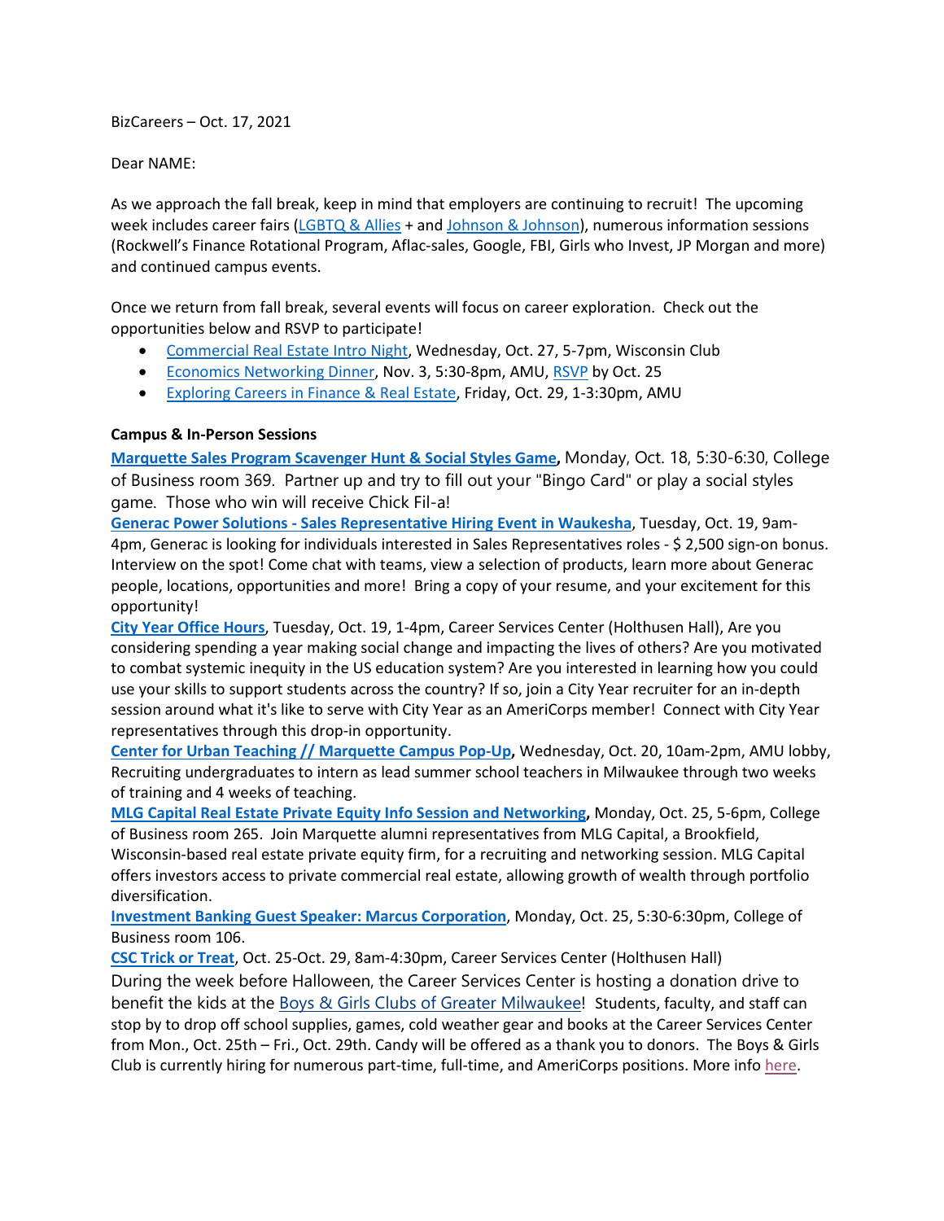BizCareers – Oct. 17, 2021

Dear NAME:

As we approach the fall break, keep in mind that employers are continuing to recruit! The upcoming week includes career fairs (LGBTQ & Allies + and Johnson & Johnson), numerous information sessions (Rockwell's Finance Rotational Program, Aflac-sales, Google, FBI, Girls who Invest, JP Morgan and more) and continued campus events.

Once we return from fall break, several events will focus on career exploration. Check out the opportunities below and RSVP to participate!

- Commercial Real Estate Intro Night, Wednesday, Oct. 27, 5-7pm, Wisconsin Club
- Economics Networking Dinner, Nov. 3, 5:30-8pm, AMU, RSVP by Oct. 25
- Exploring Careers in Finance & Real Estate, Friday, Oct. 29, 1-3:30pm, AMU

**Campus & In-Person Sessions**

**Marquette Sales Program Scavenger Hunt & Social Styles Game,** Monday, Oct. 18, 5:30-6:30, College of Business room 369. Partner up and try to fill out your "Bingo Card" or play a social styles game. Those who win will receive Chick Fil-a!

**Generac Power Solutions - Sales Representative Hiring Event in Waukesha**, Tuesday, Oct. 19, 9am-4pm, Generac is looking for individuals interested in Sales Representatives roles - $ 2,500 sign-on bonus. Interview on the spot! Come chat with teams, view a selection of products, learn more about Generac people, locations, opportunities and more! Bring a copy of your resume, and your excitement for this opportunity!

**City Year Office Hours**, Tuesday, Oct. 19, 1-4pm, Career Services Center (Holthusen Hall), Are you considering spending a year making social change and impacting the lives of others? Are you motivated to combat systemic inequity in the US education system? Are you interested in learning how you could use your skills to support students across the country? If so, join a City Year recruiter for an in-depth session around what it's like to serve with City Year as an AmeriCorps member! Connect with City Year representatives through this drop-in opportunity.

**Center for Urban Teaching // Marquette Campus Pop-Up,** Wednesday, Oct. 20, 10am-2pm, AMU lobby, Recruiting undergraduates to intern as lead summer school teachers in Milwaukee through two weeks of training and 4 weeks of teaching.

**MLG Capital Real Estate Private Equity Info Session and Networking,** Monday, Oct. 25, 5-6pm, College of Business room 265. Join Marquette alumni representatives from MLG Capital, a Brookfield, Wisconsin-based real estate private equity firm, for a recruiting and networking session. MLG Capital offers investors access to private commercial real estate, allowing growth of wealth through portfolio diversification.

**Investment Banking Guest Speaker: Marcus Corporation**, Monday, Oct. 25, 5:30-6:30pm, College of Business room 106.

**CSC Trick or Treat**, Oct. 25-Oct. 29, 8am-4:30pm, Career Services Center (Holthusen Hall)
During the week before Halloween, the Career Services Center is hosting a donation drive to benefit the kids at the Boys & Girls Clubs of Greater Milwaukee! Students, faculty, and staff can stop by to drop off school supplies, games, cold weather gear and books at the Career Services Center from Mon., Oct. 25th – Fri., Oct. 29th. Candy will be offered as a thank you to donors. The Boys & Girls Club is currently hiring for numerous part-time, full-time, and AmeriCorps positions. More info here.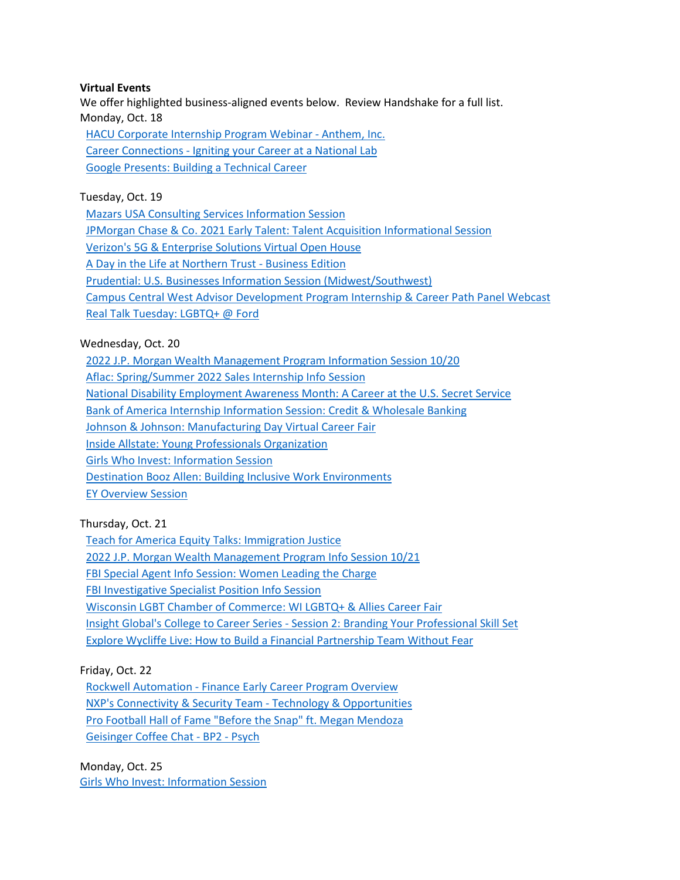**Virtual Events**

We offer highlighted business-aligned events below. Review Handshake for a full list.

Monday, Oct. 18

- HACU Corporate Internship Program Webinar - Anthem, Inc.
- Career Connections - Igniting your Career at a National Lab
- Google Presents: Building a Technical Career

Tuesday, Oct. 19

- Mazars USA Consulting Services Information Session
- JPMorgan Chase & Co. 2021 Early Talent: Talent Acquisition Informational Session
- Verizon's 5G & Enterprise Solutions Virtual Open House
- A Day in the Life at Northern Trust - Business Edition
- Prudential: U.S. Businesses Information Session (Midwest/Southwest)
- Campus Central West Advisor Development Program Internship & Career Path Panel Webcast
- Real Talk Tuesday: LGBTQ+ @ Ford

Wednesday, Oct. 20

- 2022 J.P. Morgan Wealth Management Program Information Session 10/20
- Aflac: Spring/Summer 2022 Sales Internship Info Session
- National Disability Employment Awareness Month: A Career at the U.S. Secret Service
- Bank of America Internship Information Session: Credit & Wholesale Banking
- Johnson & Johnson: Manufacturing Day Virtual Career Fair
- Inside Allstate: Young Professionals Organization
- Girls Who Invest: Information Session
- Destination Booz Allen: Building Inclusive Work Environments
- EY Overview Session

Thursday, Oct. 21

- Teach for America Equity Talks: Immigration Justice
- 2022 J.P. Morgan Wealth Management Program Info Session 10/21
- FBI Special Agent Info Session: Women Leading the Charge
- FBI Investigative Specialist Position Info Session
- Wisconsin LGBT Chamber of Commerce: WI LGBTQ+ & Allies Career Fair
- Insight Global's College to Career Series - Session 2: Branding Your Professional Skill Set
- Explore Wycliffe Live: How to Build a Financial Partnership Team Without Fear

Friday, Oct. 22

- Rockwell Automation - Finance Early Career Program Overview
- NXP's Connectivity & Security Team - Technology & Opportunities
- Pro Football Hall of Fame "Before the Snap" ft. Megan Mendoza
- Geisinger Coffee Chat - BP2 - Psych

Monday, Oct. 25

Girls Who Invest: Information Session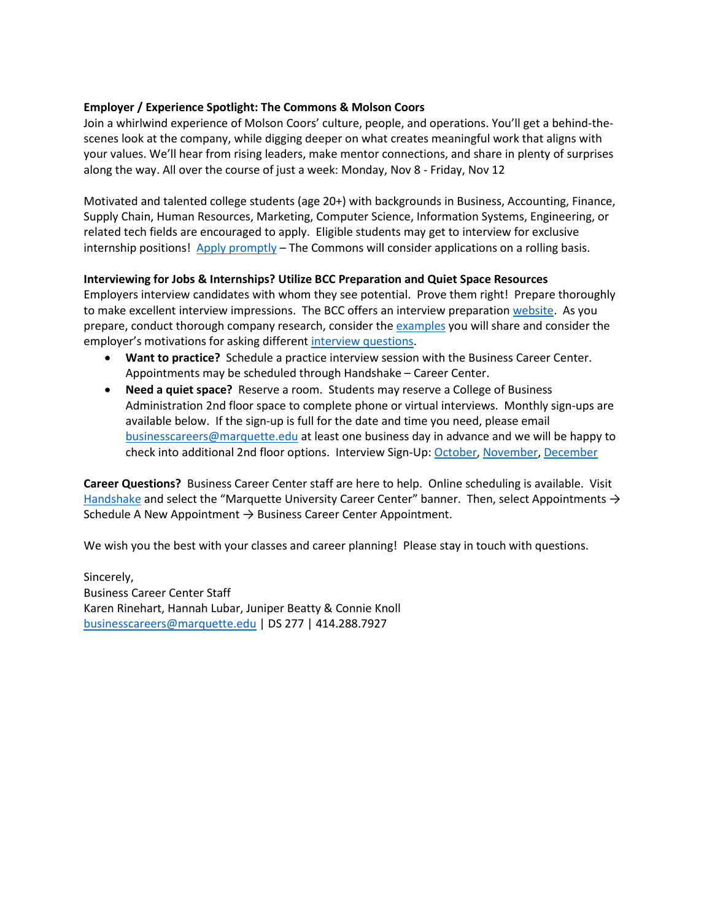**Employer / Experience Spotlight: The Commons & Molson Coors**
Join a whirlwind experience of Molson Coors' culture, people, and operations. You'll get a behind-the-scenes look at the company, while digging deeper on what creates meaningful work that aligns with your values. We'll hear from rising leaders, make mentor connections, and share in plenty of surprises along the way. All over the course of just a week: Monday, Nov 8 - Friday, Nov 12

Motivated and talented college students (age 20+) with backgrounds in Business, Accounting, Finance, Supply Chain, Human Resources, Marketing, Computer Science, Information Systems, Engineering, or related tech fields are encouraged to apply. Eligible students may get to interview for exclusive internship positions! Apply promptly – The Commons will consider applications on a rolling basis.

**Interviewing for Jobs & Internships? Utilize BCC Preparation and Quiet Space Resources**
Employers interview candidates with whom they see potential. Prove them right! Prepare thoroughly to make excellent interview impressions. The BCC offers an interview preparation website. As you prepare, conduct thorough company research, consider the examples you will share and consider the employer's motivations for asking different interview questions.

- **Want to practice?** Schedule a practice interview session with the Business Career Center. Appointments may be scheduled through Handshake – Career Center.
- **Need a quiet space?** Reserve a room. Students may reserve a College of Business Administration 2nd floor space to complete phone or virtual interviews. Monthly sign-ups are available below. If the sign-up is full for the date and time you need, please email businesscareers@marquette.edu at least one business day in advance and we will be happy to check into additional 2nd floor options. Interview Sign-Up: October, November, December

**Career Questions?** Business Career Center staff are here to help. Online scheduling is available. Visit Handshake and select the "Marquette University Career Center" banner. Then, select Appointments → Schedule A New Appointment → Business Career Center Appointment.

We wish you the best with your classes and career planning! Please stay in touch with questions.

Sincerely,
Business Career Center Staff
Karen Rinehart, Hannah Lubar, Juniper Beatty & Connie Knoll
businesscareers@marquette.edu | DS 277 | 414.288.7927